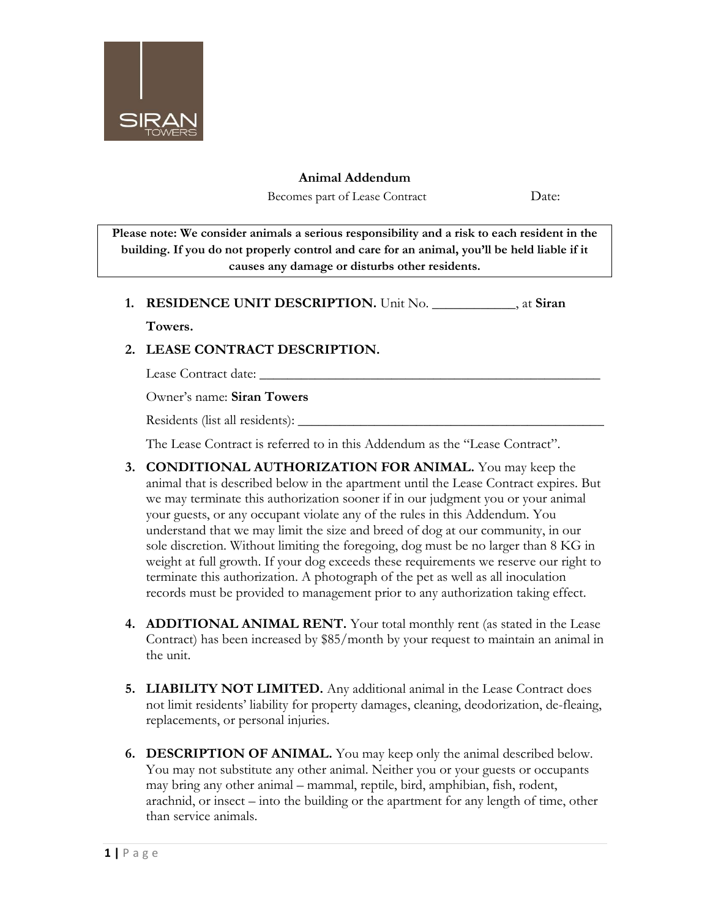SIRAN TOWERS

## Animal Addendum

Becomes part of Lease Contract Date:

**Please note: We consider animals a serious responsibility and a risk to each resident in the building. If you do not properly control and care for an animal, you'll be held liable if it causes any damage or disturbs other residents.**

1. **RESIDENCE UNIT DESCRIPTION.** Unit No. ____________, at **Siran Towers.**
2. **LEASE CONTRACT DESCRIPTION.**

   Lease Contract date: ____________________________________________________

   Owner's name: **Siran Towers**

   Residents (list all residents): _______________________________________________

   The Lease Contract is referred to in this Addendum as the "Lease Contract".
3. **CONDITIONAL AUTHORIZATION FOR ANIMAL.** You may keep the animal that is described below in the apartment until the Lease Contract expires. But we may terminate this authorization sooner if in our judgment you or your animal your guests, or any occupant violate any of the rules in this Addendum. You understand that we may limit the size and breed of dog at our community, in our sole discretion. Without limiting the foregoing, dog must be no larger than 8 KG in weight at full growth. If your dog exceeds these requirements we reserve our right to terminate this authorization. A photograph of the pet as well as all inoculation records must be provided to management prior to any authorization taking effect.
4. **ADDITIONAL ANIMAL RENT.** Your total monthly rent (as stated in the Lease Contract) has been increased by $85/month by your request to maintain an animal in the unit.
5. **LIABILITY NOT LIMITED.** Any additional animal in the Lease Contract does not limit residents' liability for property damages, cleaning, deodorization, de-fleaing, replacements, or personal injuries.
6. **DESCRIPTION OF ANIMAL.** You may keep only the animal described below. You may not substitute any other animal. Neither you or your guests or occupants may bring any other animal – mammal, reptile, bird, amphibian, fish, rodent, arachnid, or insect – into the building or the apartment for any length of time, other than service animals.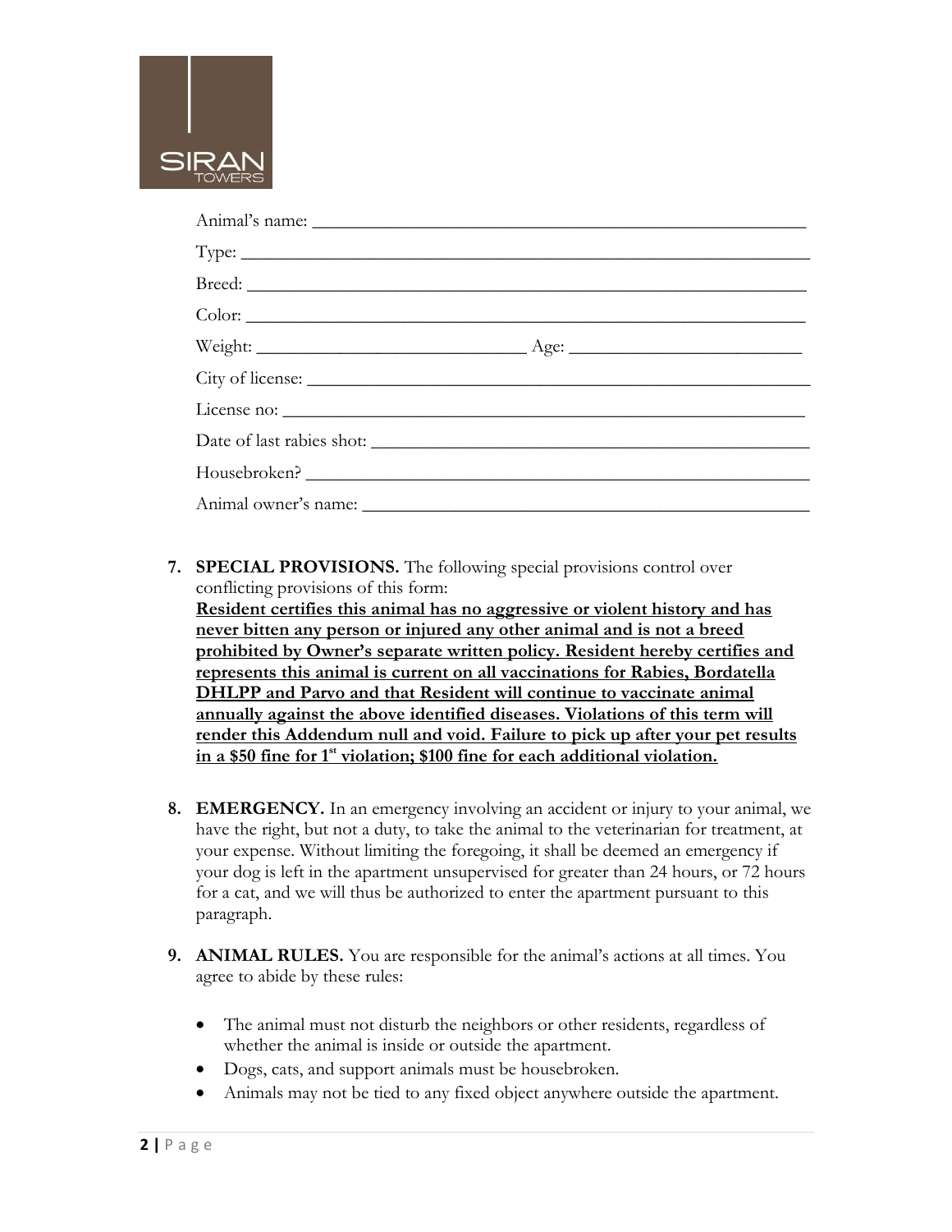Animal's name: ______________________________________________

Type: ______________________________________________

Breed: ______________________________________________

Color: ______________________________________________

Weight: ________________________ Age: ____________________

City of license: ______________________________________________

License no: ______________________________________________

Date of last rabies shot: ______________________________________________

Housebroken? ______________________________________________

Animal owner's name: ______________________________________________

7. **SPECIAL PROVISIONS.** The following special provisions control over conflicting provisions of this form:
**Resident certifies this animal has no aggressive or violent history and has never bitten any person or injured any other animal and is not a breed prohibited by Owner's separate written policy. Resident hereby certifies and represents this animal is current on all vaccinations for Rabies, Bordatella DHLPP and Parvo and that Resident will continue to vaccinate animal annually against the above identified diseases. Violations of this term will render this Addendum null and void. Failure to pick up after your pet results in a $50 fine for 1st violation; $100 fine for each additional violation.**

8. **EMERGENCY.** In an emergency involving an accident or injury to your animal, we have the right, but not a duty, to take the animal to the veterinarian for treatment, at your expense. Without limiting the foregoing, it shall be deemed an emergency if your dog is left in the apartment unsupervised for greater than 24 hours, or 72 hours for a cat, and we will thus be authorized to enter the apartment pursuant to this paragraph.

9. **ANIMAL RULES.** You are responsible for the animal's actions at all times. You agree to abide by these rules:

   - The animal must not disturb the neighbors or other residents, regardless of whether the animal is inside or outside the apartment.
   - Dogs, cats, and support animals must be housebroken.
   - Animals may not be tied to any fixed object anywhere outside the apartment.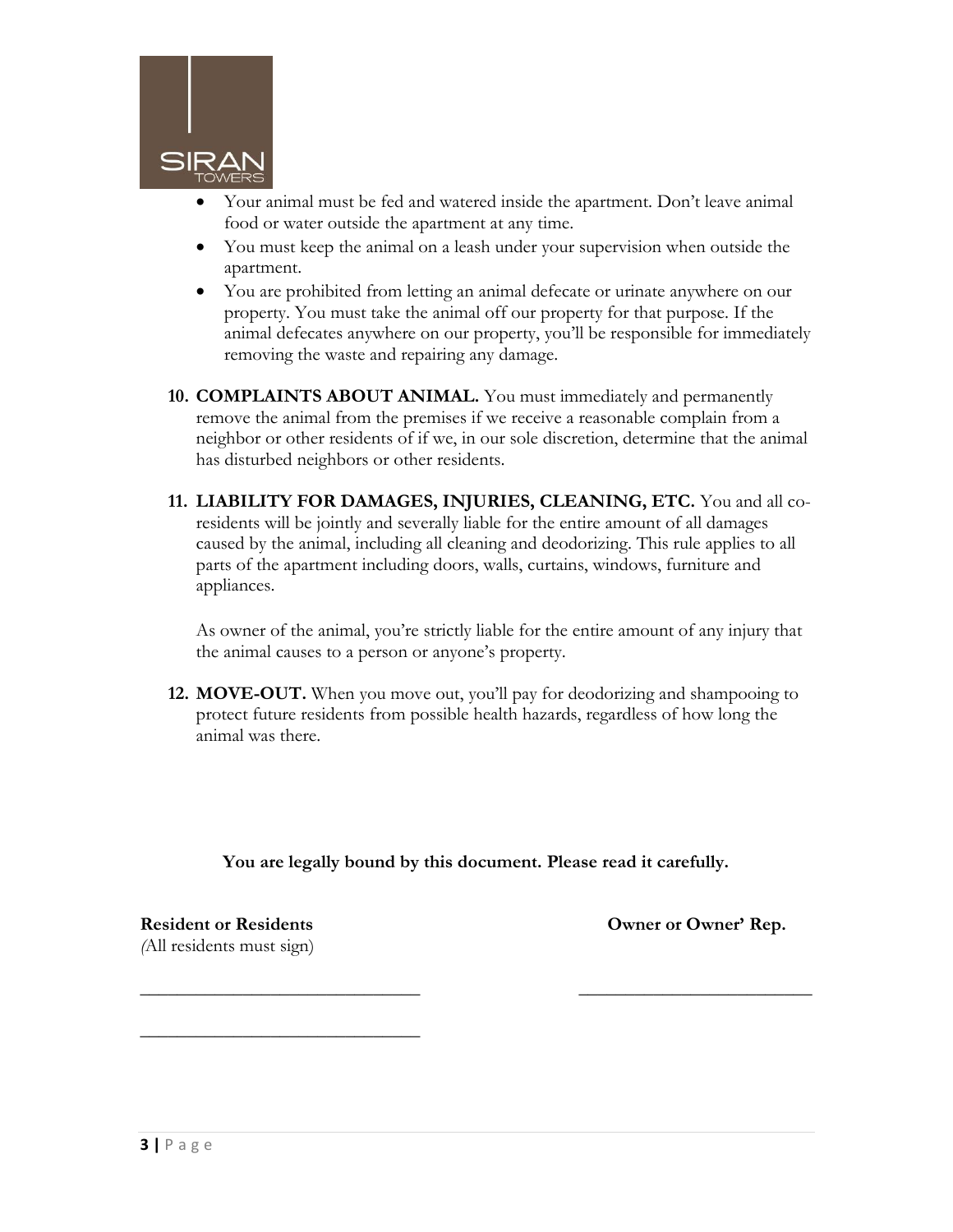- Your animal must be fed and watered inside the apartment. Don't leave animal food or water outside the apartment at any time.
- You must keep the animal on a leash under your supervision when outside the apartment.
- You are prohibited from letting an animal defecate or urinate anywhere on our property. You must take the animal off our property for that purpose. If the animal defecates anywhere on our property, you'll be responsible for immediately removing the waste and repairing any damage.

10. **COMPLAINTS ABOUT ANIMAL.** You must immediately and permanently remove the animal from the premises if we receive a reasonable complain from a neighbor or other residents of if we, in our sole discretion, determine that the animal has disturbed neighbors or other residents.

11. **LIABILITY FOR DAMAGES, INJURIES, CLEANING, ETC.** You and all co-residents will be jointly and severally liable for the entire amount of all damages caused by the animal, including all cleaning and deodorizing. This rule applies to all parts of the apartment including doors, walls, curtains, windows, furniture and appliances.

    As owner of the animal, you're strictly liable for the entire amount of any injury that the animal causes to a person or anyone's property.

12. **MOVE-OUT.** When you move out, you'll pay for deodorizing and shampooing to protect future residents from possible health hazards, regardless of how long the animal was there.

**You are legally bound by this document. Please read it carefully.**

**Resident or Residents**
*(All residents must sign)*

______________________________

______________________________

**Owner or Owner' Rep.**

______________________________